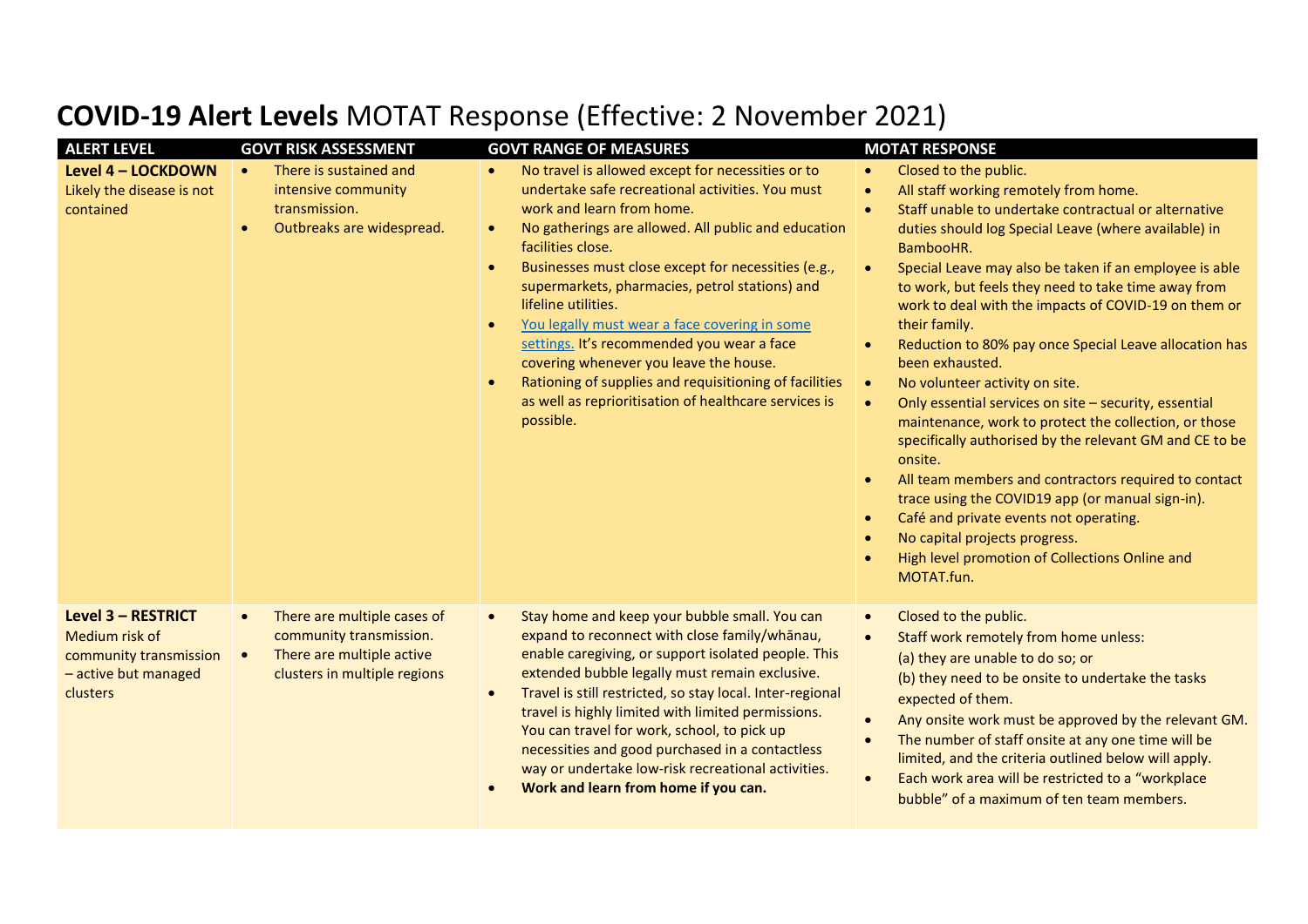# **COVID-19 Alert Levels** MOTAT Response (Effective: 2 November 2021)

| ALERT LEVEL | GOVT RISK ASSESSMENT | GOVT RANGE OF MEASURES | MOTAT RESPONSE |
|---|---|---|---|
| **Level 4 – LOCKDOWN**<br>Likely the disease is not contained | • There is sustained and intensive community transmission.<br>• Outbreaks are widespread. | • No travel is allowed except for necessities or to undertake safe recreational activities. You must work and learn from home.<br>• No gatherings are allowed. All public and education facilities close.<br>• Businesses must close except for necessities (e.g., supermarkets, pharmacies, petrol stations) and lifeline utilities.<br>• You legally must wear a face covering in some settings. It's recommended you wear a face covering whenever you leave the house.<br>• Rationing of supplies and requisitioning of facilities as well as reprioritisation of healthcare services is possible. | • Closed to the public.<br>• All staff working remotely from home.<br>• Staff unable to undertake contractual or alternative duties should log Special Leave (where available) in BambooHR.<br>• Special Leave may also be taken if an employee is able to work, but feels they need to take time away from work to deal with the impacts of COVID-19 on them or their family.<br>• Reduction to 80% pay once Special Leave allocation has been exhausted.<br>• No volunteer activity on site.<br>• Only essential services on site – security, essential maintenance, work to protect the collection, or those specifically authorised by the relevant GM and CE to be onsite.<br>• All team members and contractors required to contact trace using the COVID19 app (or manual sign-in).<br>• Café and private events not operating.<br>• No capital projects progress.<br>• High level promotion of Collections Online and MOTAT.fun. |
| **Level 3 – RESTRICT**<br>Medium risk of community transmission – active but managed clusters | • There are multiple cases of community transmission.<br>• There are multiple active clusters in multiple regions | • Stay home and keep your bubble small. You can expand to reconnect with close family/whānau, enable caregiving, or support isolated people. This extended bubble legally must remain exclusive.<br>• Travel is still restricted, so stay local. Inter-regional travel is highly limited with limited permissions. You can travel for work, school, to pick up necessities and good purchased in a contactless way or undertake low-risk recreational activities.<br>• **Work and learn from home if you can.** | • Closed to the public.<br>• Staff work remotely from home unless:<br>(a) they are unable to do so; or<br>(b) they need to be onsite to undertake the tasks expected of them.<br>• Any onsite work must be approved by the relevant GM.<br>• The number of staff onsite at any one time will be limited, and the criteria outlined below will apply.<br>• Each work area will be restricted to a "workplace bubble" of a maximum of ten team members. |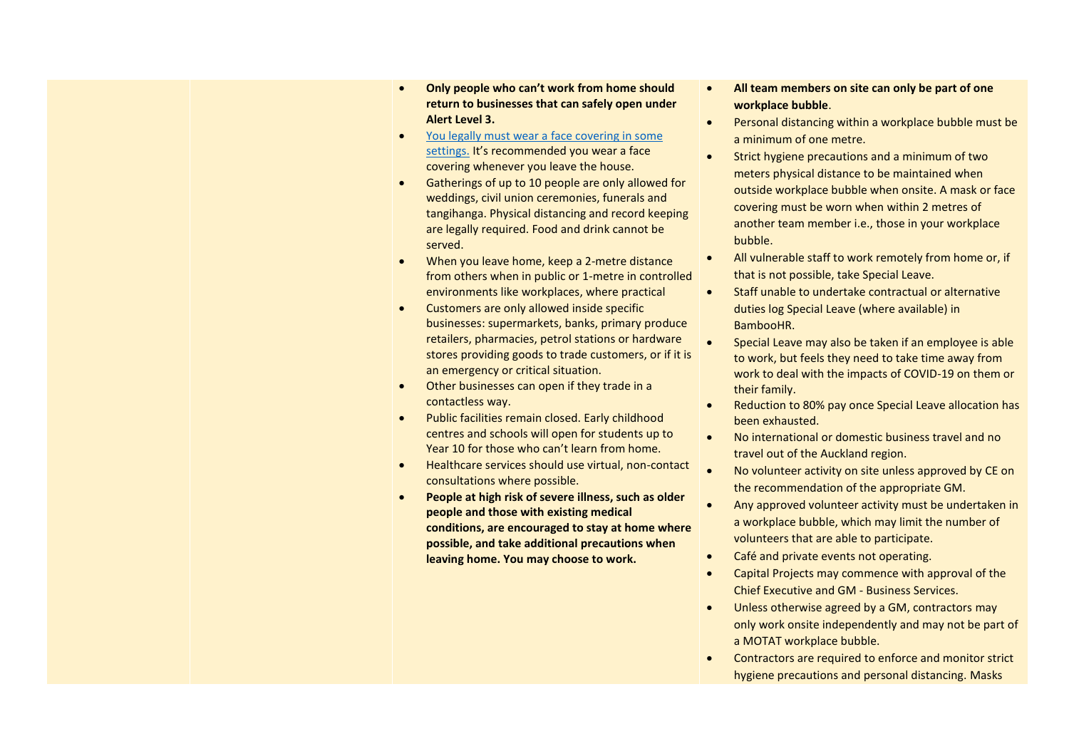| | | | |
|---|---|---|---|
| | | • **Only people who can't work from home should return to businesses that can safely open under Alert Level 3.**<br>• You legally must wear a face covering in some settings. It's recommended you wear a face covering whenever you leave the house.<br>• Gatherings of up to 10 people are only allowed for weddings, civil union ceremonies, funerals and tangihanga. Physical distancing and record keeping are legally required. Food and drink cannot be served.<br>• When you leave home, keep a 2-metre distance from others when in public or 1-metre in controlled environments like workplaces, where practical<br>• Customers are only allowed inside specific businesses: supermarkets, banks, primary produce retailers, pharmacies, petrol stations or hardware stores providing goods to trade customers, or if it is an emergency or critical situation.<br>• Other businesses can open if they trade in a contactless way.<br>• Public facilities remain closed. Early childhood centres and schools will open for students up to Year 10 for those who can't learn from home.<br>• Healthcare services should use virtual, non-contact consultations where possible.<br>• **People at high risk of severe illness, such as older people and those with existing medical conditions, are encouraged to stay at home where possible, and take additional precautions when leaving home. You may choose to work.** | • **All team members on site can only be part of one workplace bubble**.<br>• Personal distancing within a workplace bubble must be a minimum of one metre.<br>• Strict hygiene precautions and a minimum of two meters physical distance to be maintained when outside workplace bubble when onsite. A mask or face covering must be worn when within 2 metres of another team member i.e., those in your workplace bubble.<br>• All vulnerable staff to work remotely from home or, if that is not possible, take Special Leave.<br>• Staff unable to undertake contractual or alternative duties log Special Leave (where available) in BambooHR.<br>• Special Leave may also be taken if an employee is able to work, but feels they need to take time away from work to deal with the impacts of COVID-19 on them or their family.<br>• Reduction to 80% pay once Special Leave allocation has been exhausted.<br>• No international or domestic business travel and no travel out of the Auckland region.<br>• No volunteer activity on site unless approved by CE on the recommendation of the appropriate GM.<br>• Any approved volunteer activity must be undertaken in a workplace bubble, which may limit the number of volunteers that are able to participate.<br>• Café and private events not operating.<br>• Capital Projects may commence with approval of the Chief Executive and GM - Business Services.<br>• Unless otherwise agreed by a GM, contractors may only work onsite independently and may not be part of a MOTAT workplace bubble.<br>• Contractors are required to enforce and monitor strict hygiene precautions and personal distancing. Masks |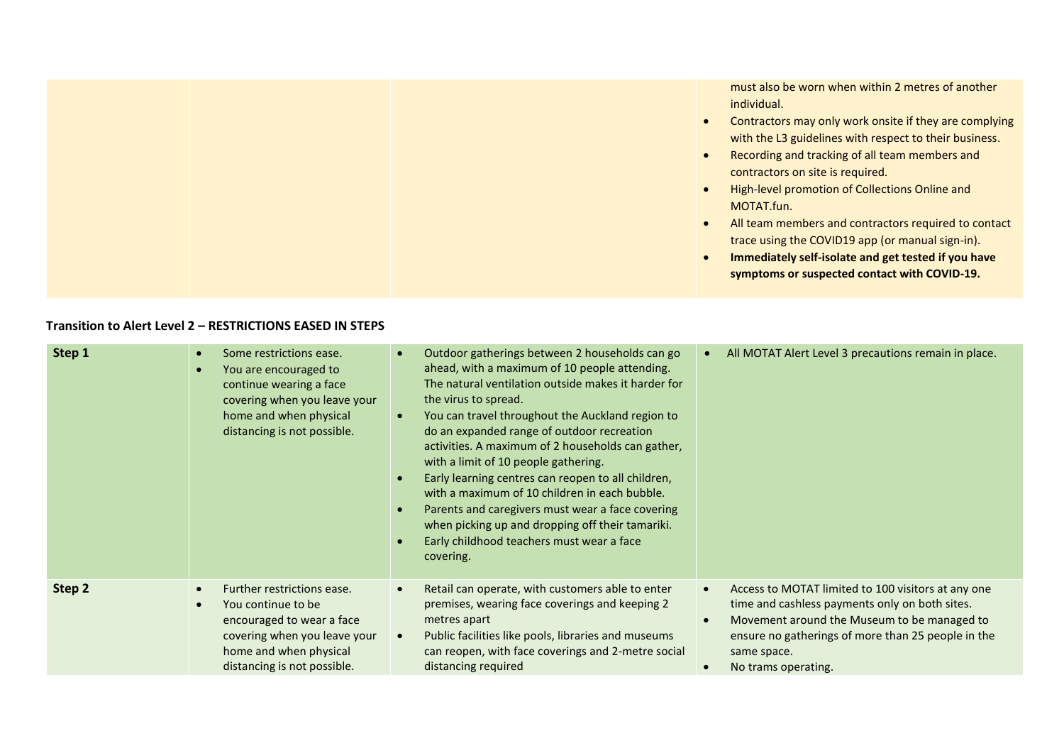| | | | must also be worn when within 2 metres of another individual.<br>• Contractors may only work onsite if they are complying with the L3 guidelines with respect to their business.<br>• Recording and tracking of all team members and contractors on site is required.<br>• High-level promotion of Collections Online and MOTAT.fun.<br>• All team members and contractors required to contact trace using the COVID19 app (or manual sign-in).<br>• **Immediately self-isolate and get tested if you have symptoms or suspected contact with COVID-19.** |
|---|---|---|---|

**Transition to Alert Level 2 – RESTRICTIONS EASED IN STEPS**

| | | | |
|---|---|---|---|
| **Step 1** | • Some restrictions ease.<br>• You are encouraged to continue wearing a face covering when you leave your home and when physical distancing is not possible. | • Outdoor gatherings between 2 households can go ahead, with a maximum of 10 people attending. The natural ventilation outside makes it harder for the virus to spread.<br>• You can travel throughout the Auckland region to do an expanded range of outdoor recreation activities. A maximum of 2 households can gather, with a limit of 10 people gathering.<br>• Early learning centres can reopen to all children, with a maximum of 10 children in each bubble.<br>• Parents and caregivers must wear a face covering when picking up and dropping off their tamariki.<br>• Early childhood teachers must wear a face covering. | • All MOTAT Alert Level 3 precautions remain in place. |
| **Step 2** | • Further restrictions ease.<br>• You continue to be encouraged to wear a face covering when you leave your home and when physical distancing is not possible. | • Retail can operate, with customers able to enter premises, wearing face coverings and keeping 2 metres apart<br>• Public facilities like pools, libraries and museums can reopen, with face coverings and 2-metre social distancing required | • Access to MOTAT limited to 100 visitors at any one time and cashless payments only on both sites.<br>• Movement around the Museum to be managed to ensure no gatherings of more than 25 people in the same space.<br>• No trams operating. |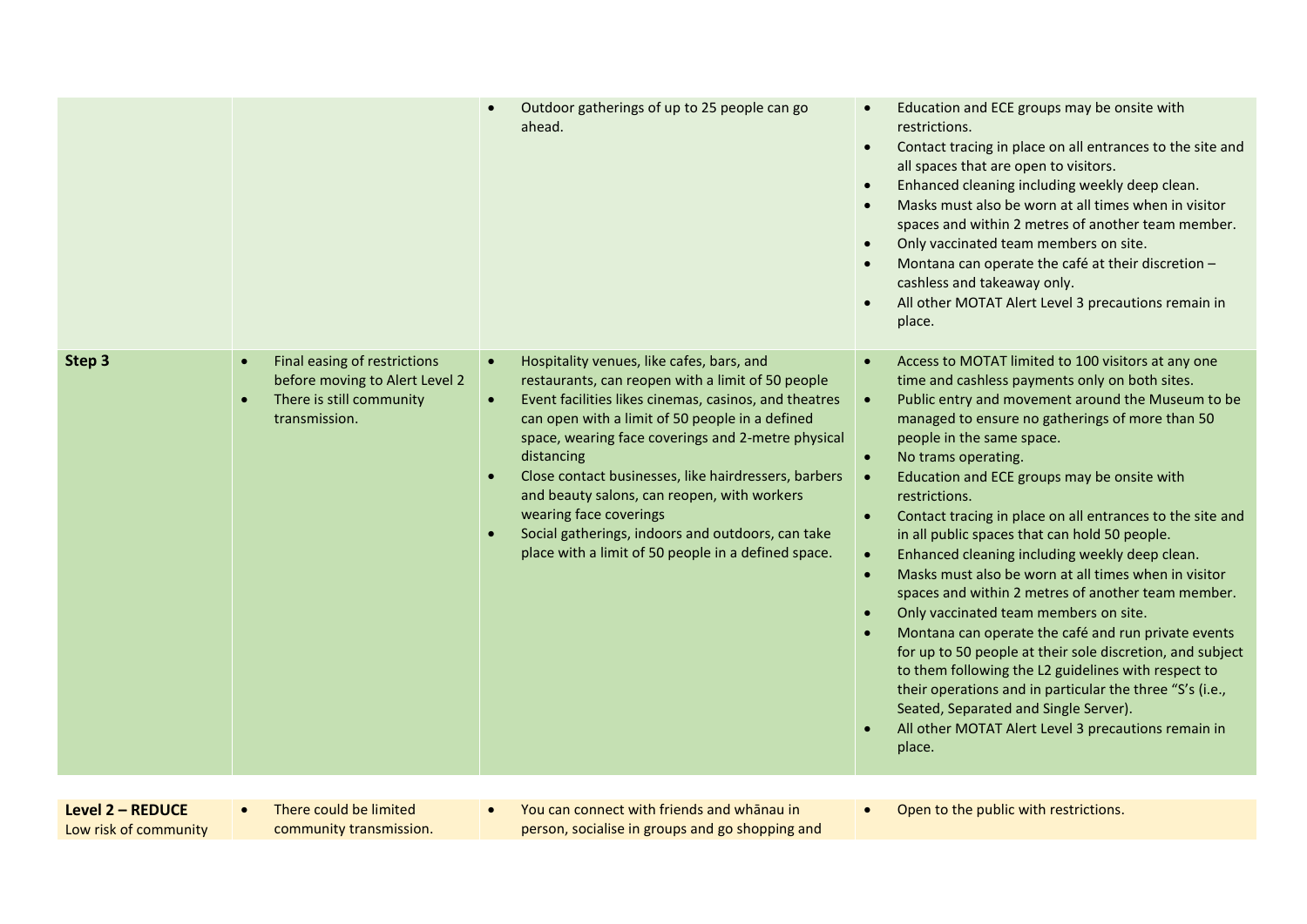|  |  |  |  |
|---|---|---|---|
|  |  | • Outdoor gatherings of up to 25 people can go ahead. | • Education and ECE groups may be onsite with restrictions.<br>• Contact tracing in place on all entrances to the site and all spaces that are open to visitors.<br>• Enhanced cleaning including weekly deep clean.<br>• Masks must also be worn at all times when in visitor spaces and within 2 metres of another team member.<br>• Only vaccinated team members on site.<br>• Montana can operate the café at their discretion – cashless and takeaway only.<br>• All other MOTAT Alert Level 3 precautions remain in place. |
| **Step 3** | • Final easing of restrictions before moving to Alert Level 2<br>• There is still community transmission. | • Hospitality venues, like cafes, bars, and restaurants, can reopen with a limit of 50 people<br>• Event facilities likes cinemas, casinos, and theatres can open with a limit of 50 people in a defined space, wearing face coverings and 2-metre physical distancing<br>• Close contact businesses, like hairdressers, barbers and beauty salons, can reopen, with workers wearing face coverings<br>• Social gatherings, indoors and outdoors, can take place with a limit of 50 people in a defined space. | • Access to MOTAT limited to 100 visitors at any one time and cashless payments only on both sites.<br>• Public entry and movement around the Museum to be managed to ensure no gatherings of more than 50 people in the same space.<br>• No trams operating.<br>• Education and ECE groups may be onsite with restrictions.<br>• Contact tracing in place on all entrances to the site and in all public spaces that can hold 50 people.<br>• Enhanced cleaning including weekly deep clean.<br>• Masks must also be worn at all times when in visitor spaces and within 2 metres of another team member.<br>• Only vaccinated team members on site.<br>• Montana can operate the café and run private events for up to 50 people at their sole discretion, and subject to them following the L2 guidelines with respect to their operations and in particular the three "S's (i.e., Seated, Separated and Single Server).<br>• All other MOTAT Alert Level 3 precautions remain in place. |
| **Level 2 – REDUCE**<br>Low risk of community | • There could be limited community transmission. | • You can connect with friends and whānau in person, socialise in groups and go shopping and | • Open to the public with restrictions. |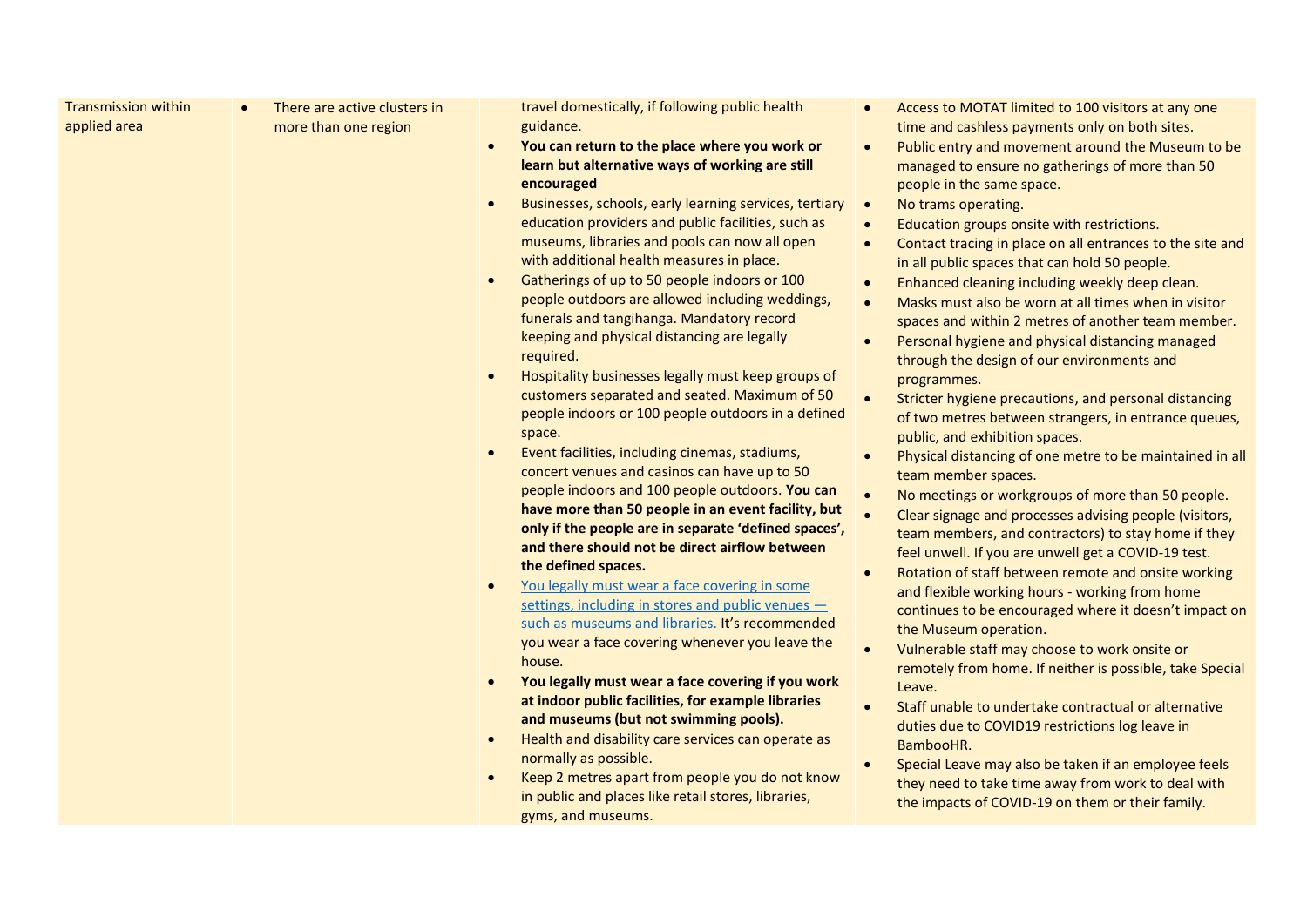| | | | |
|---|---|---|---|
| Transmission within applied area | <ul><li>There are active clusters in more than one region</li></ul> | travel domestically, if following public health guidance.<ul><li>**You can return to the place where you work or learn but alternative ways of working are still encouraged**</li><li>Businesses, schools, early learning services, tertiary education providers and public facilities, such as museums, libraries and pools can now all open with additional health measures in place.</li><li>Gatherings of up to 50 people indoors or 100 people outdoors are allowed including weddings, funerals and tangihanga. Mandatory record keeping and physical distancing are legally required.</li><li>Hospitality businesses legally must keep groups of customers separated and seated. Maximum of 50 people indoors or 100 people outdoors in a defined space.</li><li>Event facilities, including cinemas, stadiums, concert venues and casinos can have up to 50 people indoors and 100 people outdoors. **You can have more than 50 people in an event facility, but only if the people are in separate 'defined spaces', and there should not be direct airflow between the defined spaces.**</li><li>You legally must wear a face covering in some settings, including in stores and public venues — such as museums and libraries. It's recommended you wear a face covering whenever you leave the house.</li><li>**You legally must wear a face covering if you work at indoor public facilities, for example libraries and museums (but not swimming pools).**</li><li>Health and disability care services can operate as normally as possible.</li><li>Keep 2 metres apart from people you do not know in public and places like retail stores, libraries, gyms, and museums.</li></ul> | <ul><li>Access to MOTAT limited to 100 visitors at any one time and cashless payments only on both sites.</li><li>Public entry and movement around the Museum to be managed to ensure no gatherings of more than 50 people in the same space.</li><li>No trams operating.</li><li>Education groups onsite with restrictions.</li><li>Contact tracing in place on all entrances to the site and in all public spaces that can hold 50 people.</li><li>Enhanced cleaning including weekly deep clean.</li><li>Masks must also be worn at all times when in visitor spaces and within 2 metres of another team member.</li><li>Personal hygiene and physical distancing managed through the design of our environments and programmes.</li><li>Stricter hygiene precautions, and personal distancing of two metres between strangers, in entrance queues, public, and exhibition spaces.</li><li>Physical distancing of one metre to be maintained in all team member spaces.</li><li>No meetings or workgroups of more than 50 people.</li><li>Clear signage and processes advising people (visitors, team members, and contractors) to stay home if they feel unwell. If you are unwell get a COVID-19 test.</li><li>Rotation of staff between remote and onsite working and flexible working hours - working from home continues to be encouraged where it doesn't impact on the Museum operation.</li><li>Vulnerable staff may choose to work onsite or remotely from home. If neither is possible, take Special Leave.</li><li>Staff unable to undertake contractual or alternative duties due to COVID19 restrictions log leave in BambooHR.</li><li>Special Leave may also be taken if an employee feels they need to take time away from work to deal with the impacts of COVID-19 on them or their family.</li></ul> |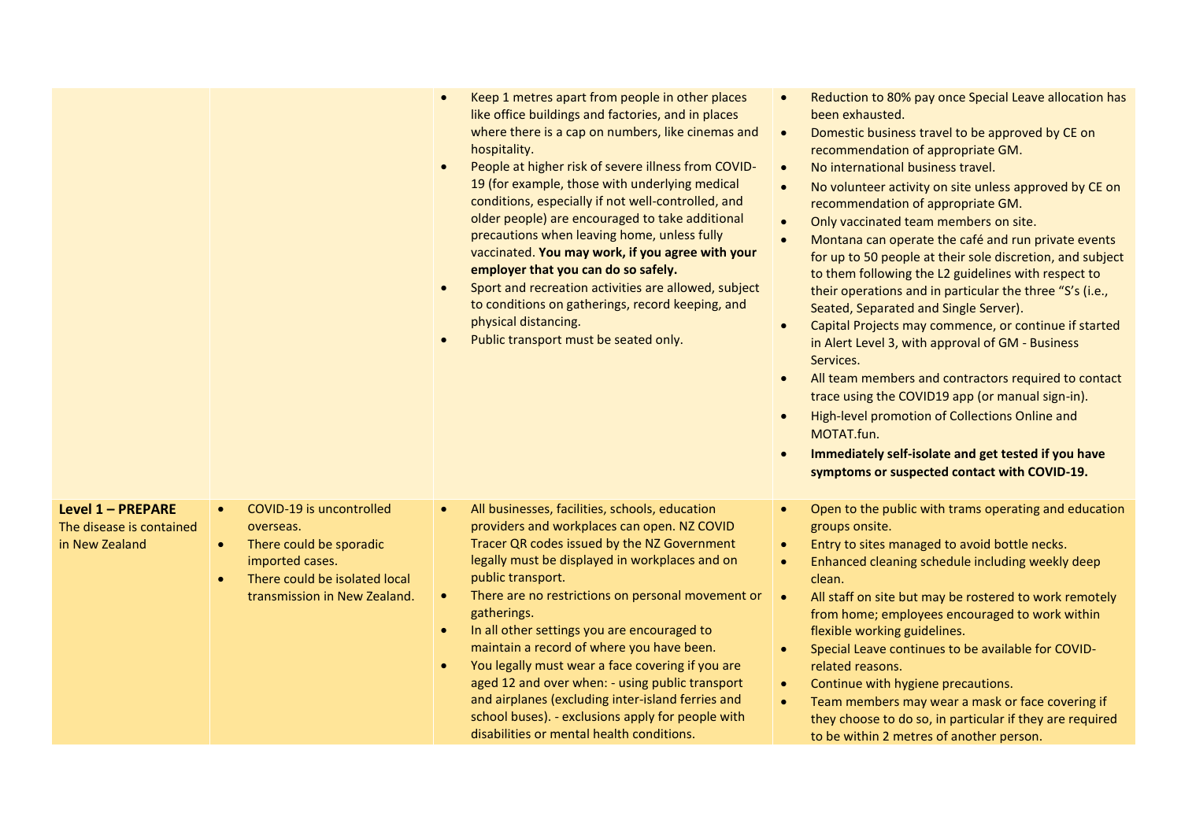| | | | |
|---|---|---|---|
| | | • Keep 1 metres apart from people in other places like office buildings and factories, and in places where there is a cap on numbers, like cinemas and hospitality.<br>• People at higher risk of severe illness from COVID-19 (for example, those with underlying medical conditions, especially if not well-controlled, and older people) are encouraged to take additional precautions when leaving home, unless fully vaccinated. **You may work, if you agree with your employer that you can do so safely.**<br>• Sport and recreation activities are allowed, subject to conditions on gatherings, record keeping, and physical distancing.<br>• Public transport must be seated only. | • Reduction to 80% pay once Special Leave allocation has been exhausted.<br>• Domestic business travel to be approved by CE on recommendation of appropriate GM.<br>• No international business travel.<br>• No volunteer activity on site unless approved by CE on recommendation of appropriate GM.<br>• Only vaccinated team members on site.<br>• Montana can operate the café and run private events for up to 50 people at their sole discretion, and subject to them following the L2 guidelines with respect to their operations and in particular the three "S's (i.e., Seated, Separated and Single Server).<br>• Capital Projects may commence, or continue if started in Alert Level 3, with approval of GM - Business Services.<br>• All team members and contractors required to contact trace using the COVID19 app (or manual sign-in).<br>• High-level promotion of Collections Online and MOTAT.fun.<br>• **Immediately self-isolate and get tested if you have symptoms or suspected contact with COVID-19.** |
| **Level 1 – PREPARE**<br>The disease is contained in New Zealand | • COVID-19 is uncontrolled overseas.<br>• There could be sporadic imported cases.<br>• There could be isolated local transmission in New Zealand. | • All businesses, facilities, schools, education providers and workplaces can open. NZ COVID Tracer QR codes issued by the NZ Government legally must be displayed in workplaces and on public transport.<br>• There are no restrictions on personal movement or gatherings.<br>• In all other settings you are encouraged to maintain a record of where you have been.<br>• You legally must wear a face covering if you are aged 12 and over when: - using public transport and airplanes (excluding inter-island ferries and school buses). - exclusions apply for people with disabilities or mental health conditions. | • Open to the public with trams operating and education groups onsite.<br>• Entry to sites managed to avoid bottle necks.<br>• Enhanced cleaning schedule including weekly deep clean.<br>• All staff on site but may be rostered to work remotely from home; employees encouraged to work within flexible working guidelines.<br>• Special Leave continues to be available for COVID-related reasons.<br>• Continue with hygiene precautions.<br>• Team members may wear a mask or face covering if they choose to do so, in particular if they are required to be within 2 metres of another person. |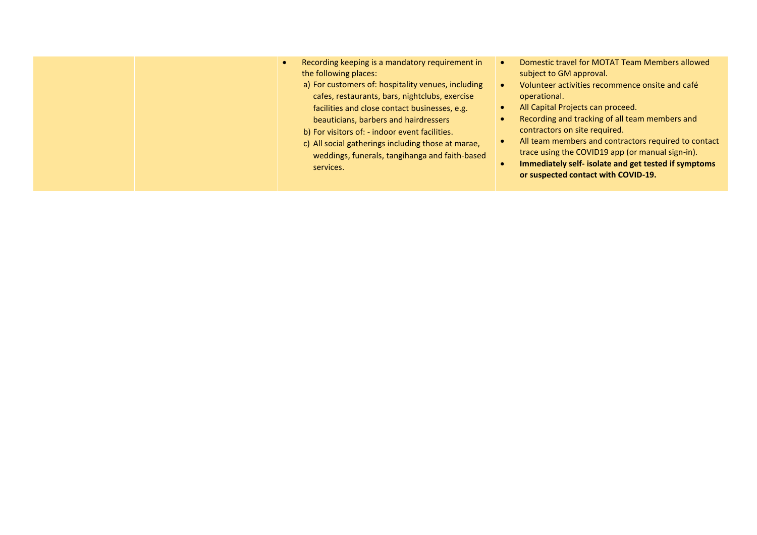| | | | |
|---|---|---|---|
| | | • Recording keeping is a mandatory requirement in the following places:<br>a) For customers of: hospitality venues, including cafes, restaurants, bars, nightclubs, exercise facilities and close contact businesses, e.g. beauticians, barbers and hairdressers<br>b) For visitors of: - indoor event facilities.<br>c) All social gatherings including those at marae, weddings, funerals, tangihanga and faith-based services. | • Domestic travel for MOTAT Team Members allowed subject to GM approval.<br>• Volunteer activities recommence onsite and café operational.<br>• All Capital Projects can proceed.<br>• Recording and tracking of all team members and contractors on site required.<br>• All team members and contractors required to contact trace using the COVID19 app (or manual sign-in).<br>• **Immediately self- isolate and get tested if symptoms or suspected contact with COVID-19.** |